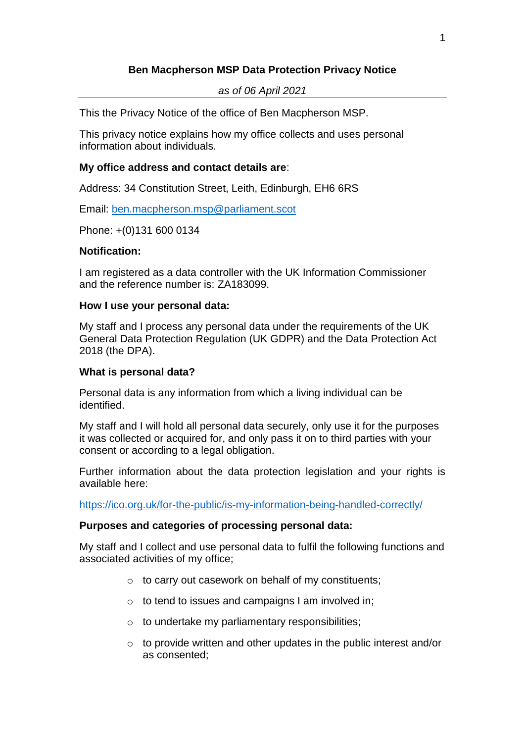# Ben Macpherson MSP Data Protection Privacy Notice

*as of 06 April 2021*

---

This the Privacy Notice of the office of Ben Macpherson MSP.

This privacy notice explains how my office collects and uses personal information about individuals.

**My office address and contact details are**:

Address: 34 Constitution Street, Leith, Edinburgh, EH6 6RS

Email: [ben.macpherson.msp@parliament.scot](mailto:ben.macpherson.msp@parliament.scot)

Phone: +(0)131 600 0134

**Notification:**

I am registered as a data controller with the UK Information Commissioner and the reference number is: ZA183099.

**How I use your personal data:**

My staff and I process any personal data under the requirements of the UK General Data Protection Regulation (UK GDPR) and the Data Protection Act 2018 (the DPA).

**What is personal data?**

Personal data is any information from which a living individual can be identified.

My staff and I will hold all personal data securely, only use it for the purposes it was collected or acquired for, and only pass it on to third parties with your consent or according to a legal obligation.

Further information about the data protection legislation and your rights is available here:

[https://ico.org.uk/for-the-public/is-my-information-being-handled-correctly/](https://ico.org.uk/for-the-public/is-my-information-being-handled-correctly/)

**Purposes and categories of processing personal data:**

My staff and I collect and use personal data to fulfil the following functions and associated activities of my office;

- to carry out casework on behalf of my constituents;
- to tend to issues and campaigns I am involved in;
- to undertake my parliamentary responsibilities;
- to provide written and other updates in the public interest and/or as consented;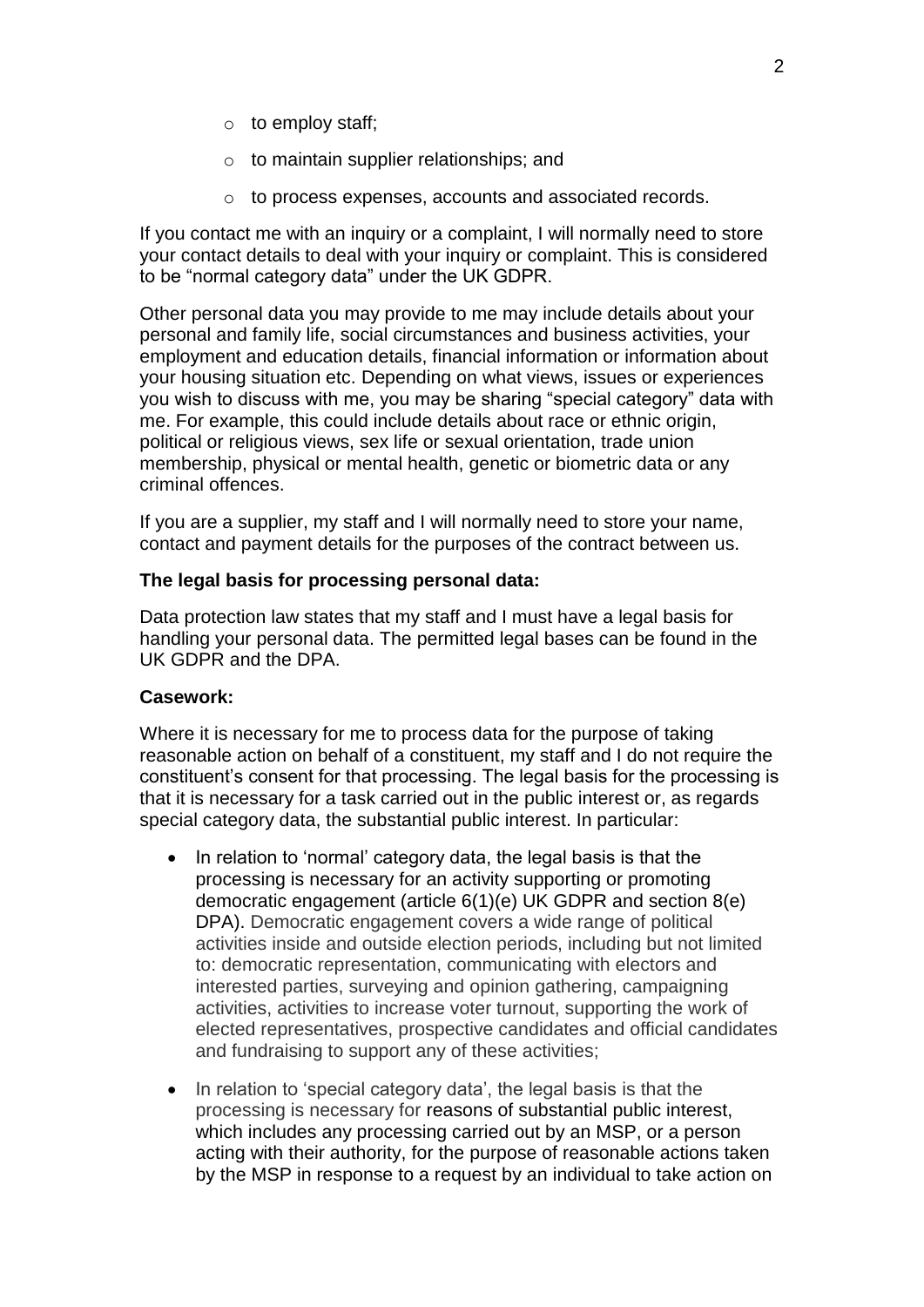- to employ staff;
- to maintain supplier relationships; and
- to process expenses, accounts and associated records.

If you contact me with an inquiry or a complaint, I will normally need to store your contact details to deal with your inquiry or complaint. This is considered to be "normal category data" under the UK GDPR.

Other personal data you may provide to me may include details about your personal and family life, social circumstances and business activities, your employment and education details, financial information or information about your housing situation etc. Depending on what views, issues or experiences you wish to discuss with me, you may be sharing "special category" data with me. For example, this could include details about race or ethnic origin, political or religious views, sex life or sexual orientation, trade union membership, physical or mental health, genetic or biometric data or any criminal offences.

If you are a supplier, my staff and I will normally need to store your name, contact and payment details for the purposes of the contract between us.

**The legal basis for processing personal data:**

Data protection law states that my staff and I must have a legal basis for handling your personal data. The permitted legal bases can be found in the UK GDPR and the DPA.

**Casework:**

Where it is necessary for me to process data for the purpose of taking reasonable action on behalf of a constituent, my staff and I do not require the constituent's consent for that processing. The legal basis for the processing is that it is necessary for a task carried out in the public interest or, as regards special category data, the substantial public interest. In particular:

- In relation to 'normal' category data, the legal basis is that the processing is necessary for an activity supporting or promoting democratic engagement (article 6(1)(e) UK GDPR and section 8(e) DPA). Democratic engagement covers a wide range of political activities inside and outside election periods, including but not limited to: democratic representation, communicating with electors and interested parties, surveying and opinion gathering, campaigning activities, activities to increase voter turnout, supporting the work of elected representatives, prospective candidates and official candidates and fundraising to support any of these activities;
- In relation to 'special category data', the legal basis is that the processing is necessary for reasons of substantial public interest, which includes any processing carried out by an MSP, or a person acting with their authority, for the purpose of reasonable actions taken by the MSP in response to a request by an individual to take action on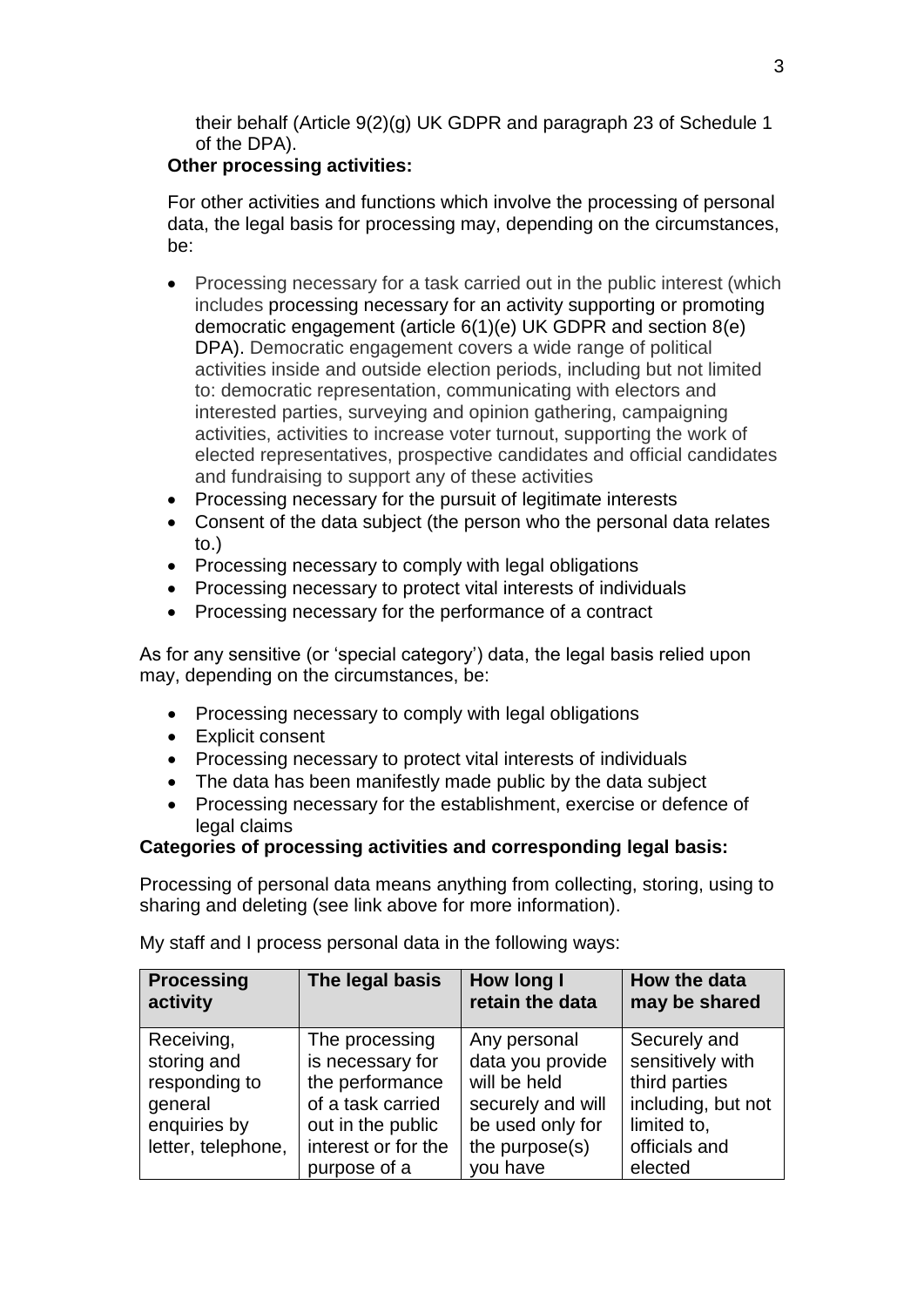their behalf (Article 9(2)(g) UK GDPR and paragraph 23 of Schedule 1 of the DPA).

**Other processing activities:**

For other activities and functions which involve the processing of personal data, the legal basis for processing may, depending on the circumstances, be:

- Processing necessary for a task carried out in the public interest (which includes processing necessary for an activity supporting or promoting democratic engagement (article 6(1)(e) UK GDPR and section 8(e) DPA). Democratic engagement covers a wide range of political activities inside and outside election periods, including but not limited to: democratic representation, communicating with electors and interested parties, surveying and opinion gathering, campaigning activities, activities to increase voter turnout, supporting the work of elected representatives, prospective candidates and official candidates and fundraising to support any of these activities
- Processing necessary for the pursuit of legitimate interests
- Consent of the data subject (the person who the personal data relates to.)
- Processing necessary to comply with legal obligations
- Processing necessary to protect vital interests of individuals
- Processing necessary for the performance of a contract

As for any sensitive (or 'special category') data, the legal basis relied upon may, depending on the circumstances, be:

- Processing necessary to comply with legal obligations
- Explicit consent
- Processing necessary to protect vital interests of individuals
- The data has been manifestly made public by the data subject
- Processing necessary for the establishment, exercise or defence of legal claims

**Categories of processing activities and corresponding legal basis:**

Processing of personal data means anything from collecting, storing, using to sharing and deleting (see link above for more information).

My staff and I process personal data in the following ways:

| Processing activity | The legal basis | How long I retain the data | How the data may be shared |
|---|---|---|---|
| Receiving, storing and responding to general enquiries by letter, telephone, | The processing is necessary for the performance of a task carried out in the public interest or for the purpose of a | Any personal data you provide will be held securely and will be used only for the purpose(s) you have | Securely and sensitively with third parties including, but not limited to, officials and elected |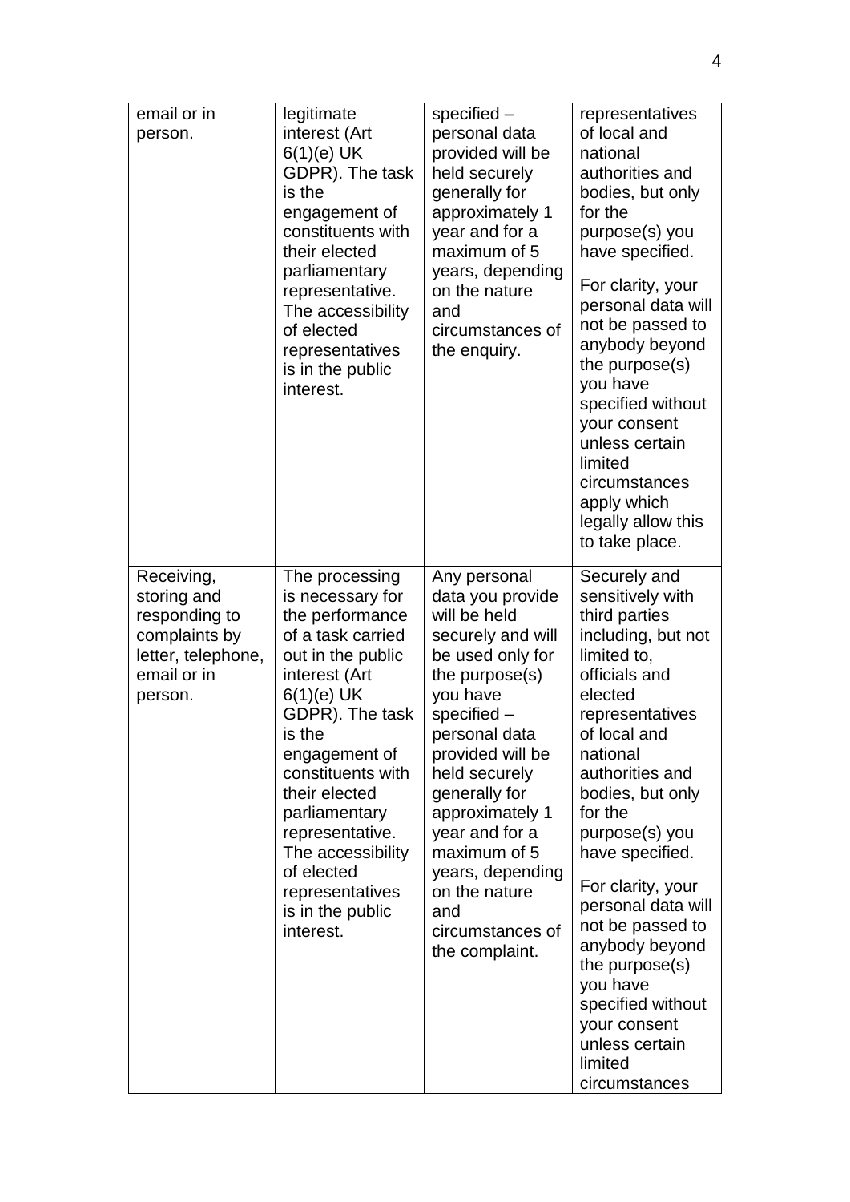| | | | |
|---|---|---|---|
| email or in person. | legitimate interest (Art 6(1)(e) UK GDPR). The task is the engagement of constituents with their elected parliamentary representative. The accessibility of elected representatives is in the public interest. | specified – personal data provided will be held securely generally for approximately 1 year and for a maximum of 5 years, depending on the nature and circumstances of the enquiry. | representatives of local and national authorities and bodies, but only for the purpose(s) you have specified. For clarity, your personal data will not be passed to anybody beyond the purpose(s) you have specified without your consent unless certain limited circumstances apply which legally allow this to take place. |
| Receiving, storing and responding to complaints by letter, telephone, email or in person. | The processing is necessary for the performance of a task carried out in the public interest (Art 6(1)(e) UK GDPR). The task is the engagement of constituents with their elected parliamentary representative. The accessibility of elected representatives is in the public interest. | Any personal data you provide will be held securely and will be used only for the purpose(s) you have specified – personal data provided will be held securely generally for approximately 1 year and for a maximum of 5 years, depending on the nature and circumstances of the complaint. | Securely and sensitively with third parties including, but not limited to, officials and elected representatives of local and national authorities and bodies, but only for the purpose(s) you have specified. For clarity, your personal data will not be passed to anybody beyond the purpose(s) you have specified without your consent unless certain limited circumstances |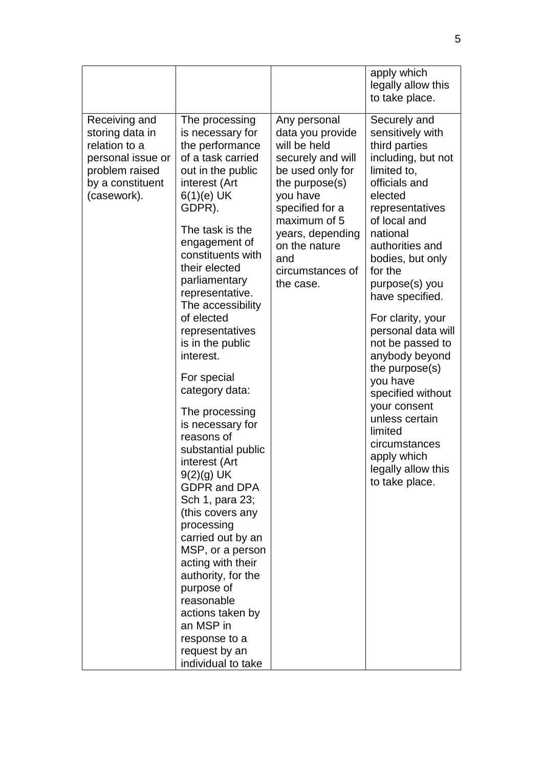| | | | |
|---|---|---|---|
| | | | apply which legally allow this to take place. |
| Receiving and storing data in relation to a personal issue or problem raised by a constituent (casework). | The processing is necessary for the performance of a task carried out in the public interest (Art 6(1)(e) UK GDPR).<br><br>The task is the engagement of constituents with their elected parliamentary representative. The accessibility of elected representatives is in the public interest.<br><br>For special category data:<br><br>The processing is necessary for reasons of substantial public interest (Art 9(2)(g) UK GDPR and DPA Sch 1, para 23; (this covers any processing carried out by an MSP, or a person acting with their authority, for the purpose of reasonable actions taken by an MSP in response to a request by an individual to take | Any personal data you provide will be held securely and will be used only for the purpose(s) you have specified for a maximum of 5 years, depending on the nature and circumstances of the case. | Securely and sensitively with third parties including, but not limited to, officials and elected representatives of local and national authorities and bodies, but only for the purpose(s) you have specified.<br><br>For clarity, your personal data will not be passed to anybody beyond the purpose(s) you have specified without your consent unless certain limited circumstances apply which legally allow this to take place. |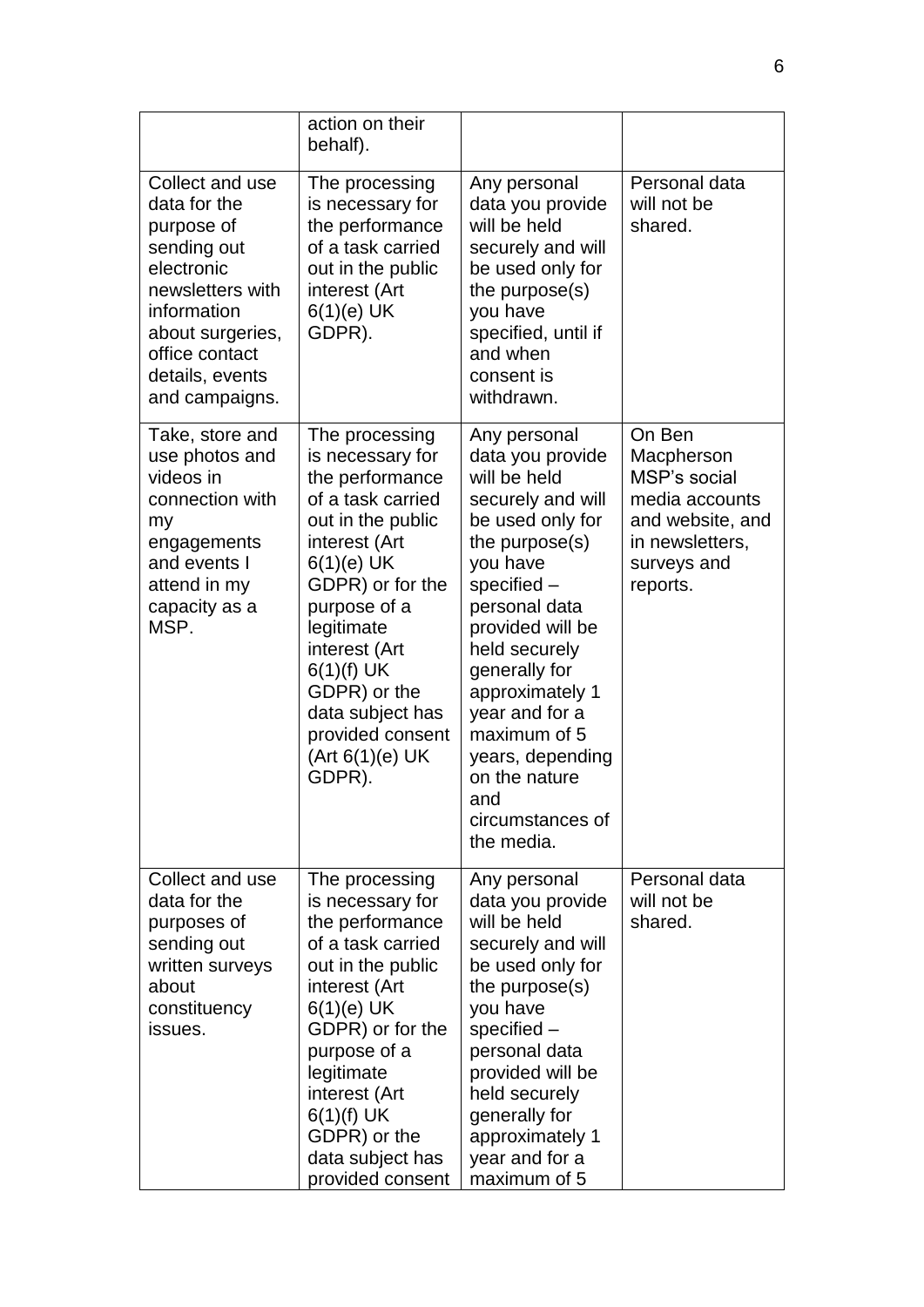| | | | |
|---|---|---|---|
| | action on their behalf). | | |
| Collect and use data for the purpose of sending out electronic newsletters with information about surgeries, office contact details, events and campaigns. | The processing is necessary for the performance of a task carried out in the public interest (Art 6(1)(e) UK GDPR). | Any personal data you provide will be held securely and will be used only for the purpose(s) you have specified, until if and when consent is withdrawn. | Personal data will not be shared. |
| Take, store and use photos and videos in connection with my engagements and events I attend in my capacity as a MSP. | The processing is necessary for the performance of a task carried out in the public interest (Art 6(1)(e) UK GDPR) or for the purpose of a legitimate interest (Art 6(1)(f) UK GDPR) or the data subject has provided consent (Art 6(1)(e) UK GDPR). | Any personal data you provide will be held securely and will be used only for the purpose(s) you have specified – personal data provided will be held securely generally for approximately 1 year and for a maximum of 5 years, depending on the nature and circumstances of the media. | On Ben Macpherson MSP's social media accounts and website, and in newsletters, surveys and reports. |
| Collect and use data for the purposes of sending out written surveys about constituency issues. | The processing is necessary for the performance of a task carried out in the public interest (Art 6(1)(e) UK GDPR) or for the purpose of a legitimate interest (Art 6(1)(f) UK GDPR) or the data subject has provided consent | Any personal data you provide will be held securely and will be used only for the purpose(s) you have specified – personal data provided will be held securely generally for approximately 1 year and for a maximum of 5 | Personal data will not be shared. |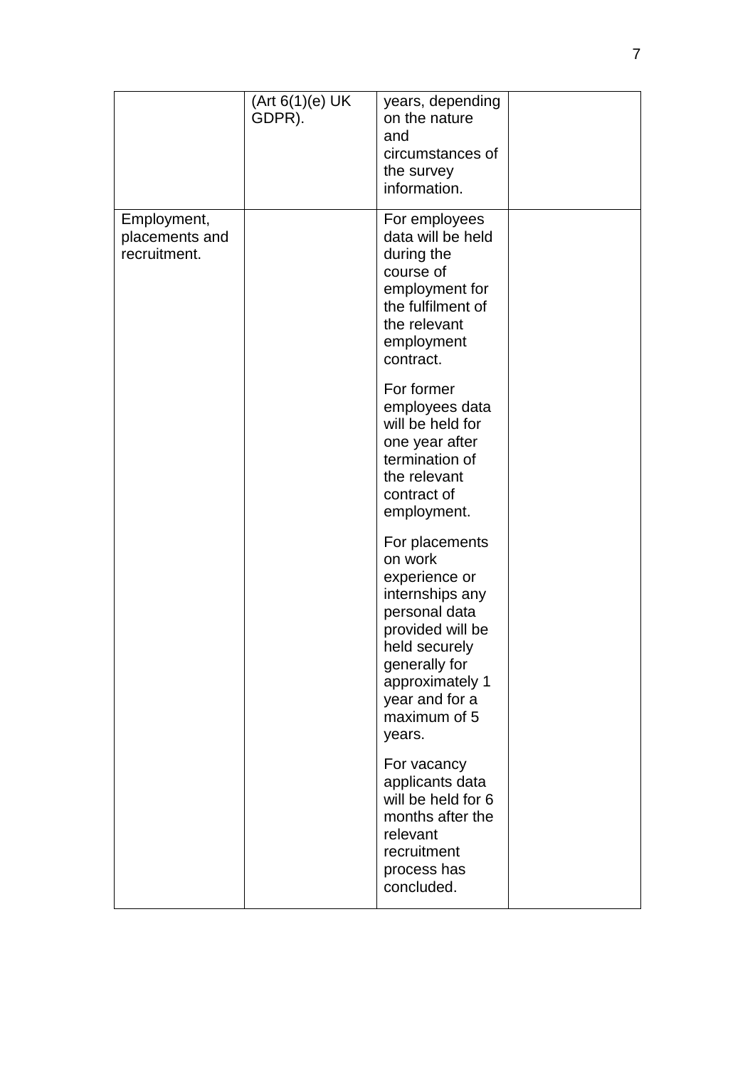| | | | |
|---|---|---|---|
| | (Art 6(1)(e) UK GDPR). | years, depending on the nature and circumstances of the survey information. | |
| Employment, placements and recruitment. | | For employees data will be held during the course of employment for the fulfilment of the relevant employment contract.<br><br>For former employees data will be held for one year after termination of the relevant contract of employment.<br><br>For placements on work experience or internships any personal data provided will be held securely generally for approximately 1 year and for a maximum of 5 years.<br><br>For vacancy applicants data will be held for 6 months after the relevant recruitment process has concluded. | |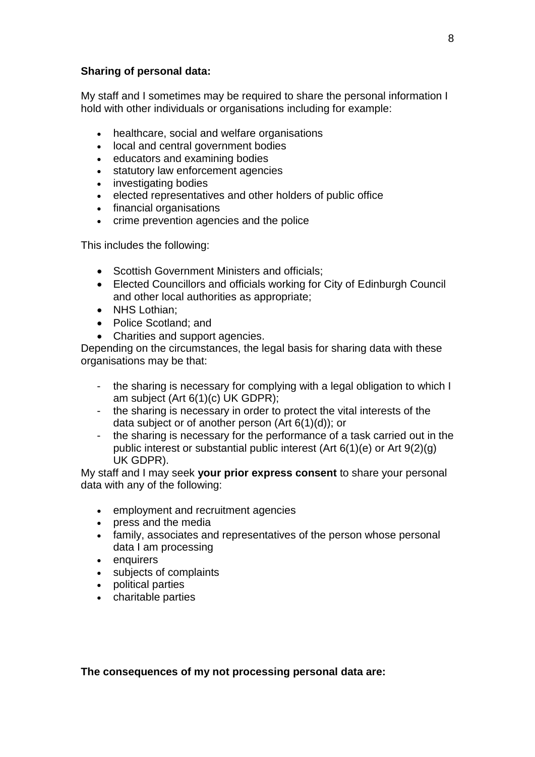**Sharing of personal data:**

My staff and I sometimes may be required to share the personal information I hold with other individuals or organisations including for example:

- healthcare, social and welfare organisations
- local and central government bodies
- educators and examining bodies
- statutory law enforcement agencies
- investigating bodies
- elected representatives and other holders of public office
- financial organisations
- crime prevention agencies and the police

This includes the following:

- Scottish Government Ministers and officials;
- Elected Councillors and officials working for City of Edinburgh Council and other local authorities as appropriate;
- NHS Lothian;
- Police Scotland; and
- Charities and support agencies.

Depending on the circumstances, the legal basis for sharing data with these organisations may be that:

- the sharing is necessary for complying with a legal obligation to which I am subject (Art 6(1)(c) UK GDPR);
- the sharing is necessary in order to protect the vital interests of the data subject or of another person (Art 6(1)(d)); or
- the sharing is necessary for the performance of a task carried out in the public interest or substantial public interest (Art 6(1)(e) or Art 9(2)(g) UK GDPR).

My staff and I may seek **your prior express consent** to share your personal data with any of the following:

- employment and recruitment agencies
- press and the media
- family, associates and representatives of the person whose personal data I am processing
- enquirers
- subjects of complaints
- political parties
- charitable parties

**The consequences of my not processing personal data are:**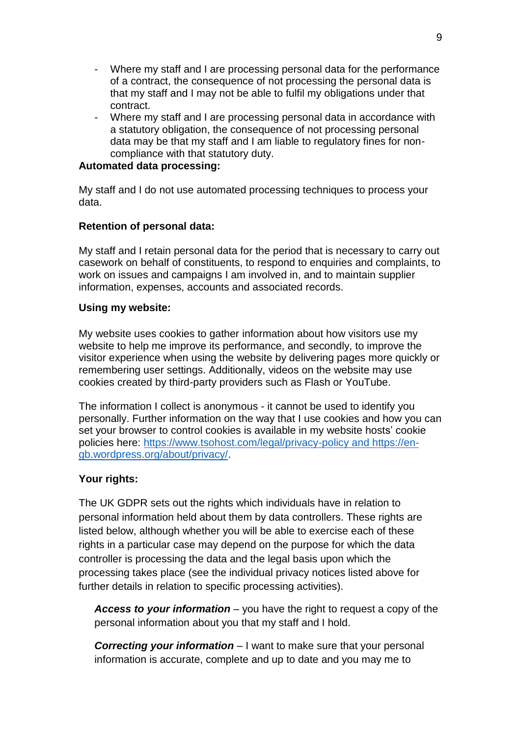- Where my staff and I are processing personal data for the performance of a contract, the consequence of not processing the personal data is that my staff and I may not be able to fulfil my obligations under that contract.
- Where my staff and I are processing personal data in accordance with a statutory obligation, the consequence of not processing personal data may be that my staff and I am liable to regulatory fines for non-compliance with that statutory duty.

**Automated data processing:**

My staff and I do not use automated processing techniques to process your data.

**Retention of personal data:**

My staff and I retain personal data for the period that is necessary to carry out casework on behalf of constituents, to respond to enquiries and complaints, to work on issues and campaigns I am involved in, and to maintain supplier information, expenses, accounts and associated records.

**Using my website:**

My website uses cookies to gather information about how visitors use my website to help me improve its performance, and secondly, to improve the visitor experience when using the website by delivering pages more quickly or remembering user settings. Additionally, videos on the website may use cookies created by third-party providers such as Flash or YouTube.

The information I collect is anonymous - it cannot be used to identify you personally. Further information on the way that I use cookies and how you can set your browser to control cookies is available in my website hosts' cookie policies here: https://www.tsohost.com/legal/privacy-policy and https://en-gb.wordpress.org/about/privacy/.

**Your rights:**

The UK GDPR sets out the rights which individuals have in relation to personal information held about them by data controllers. These rights are listed below, although whether you will be able to exercise each of these rights in a particular case may depend on the purpose for which the data controller is processing the data and the legal basis upon which the processing takes place (see the individual privacy notices listed above for further details in relation to specific processing activities).

***Access to your information*** – you have the right to request a copy of the personal information about you that my staff and I hold.

***Correcting your information*** – I want to make sure that your personal information is accurate, complete and up to date and you may me to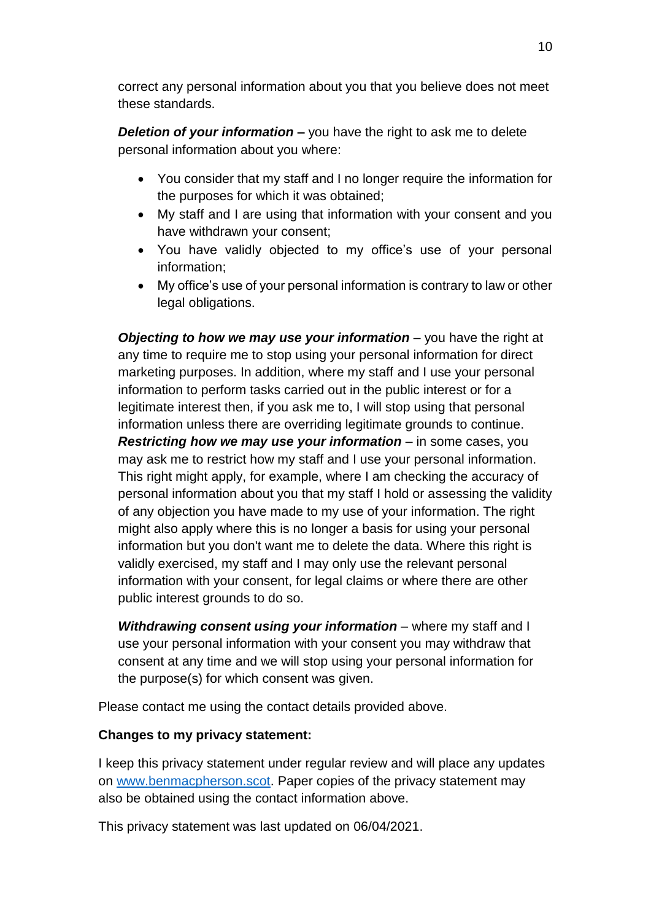correct any personal information about you that you believe does not meet these standards.

***Deletion of your information –*** you have the right to ask me to delete personal information about you where:

- You consider that my staff and I no longer require the information for the purposes for which it was obtained;
- My staff and I are using that information with your consent and you have withdrawn your consent;
- You have validly objected to my office's use of your personal information;
- My office's use of your personal information is contrary to law or other legal obligations.

***Objecting to how we may use your information*** – you have the right at any time to require me to stop using your personal information for direct marketing purposes. In addition, where my staff and I use your personal information to perform tasks carried out in the public interest or for a legitimate interest then, if you ask me to, I will stop using that personal information unless there are overriding legitimate grounds to continue.
***Restricting how we may use your information*** – in some cases, you may ask me to restrict how my staff and I use your personal information. This right might apply, for example, where I am checking the accuracy of personal information about you that my staff I hold or assessing the validity of any objection you have made to my use of your information. The right might also apply where this is no longer a basis for using your personal information but you don't want me to delete the data. Where this right is validly exercised, my staff and I may only use the relevant personal information with your consent, for legal claims or where there are other public interest grounds to do so.

***Withdrawing consent using your information*** – where my staff and I use your personal information with your consent you may withdraw that consent at any time and we will stop using your personal information for the purpose(s) for which consent was given.

Please contact me using the contact details provided above.

**Changes to my privacy statement:**

I keep this privacy statement under regular review and will place any updates on [www.benmacpherson.scot](http://www.benmacpherson.scot). Paper copies of the privacy statement may also be obtained using the contact information above.

This privacy statement was last updated on 06/04/2021.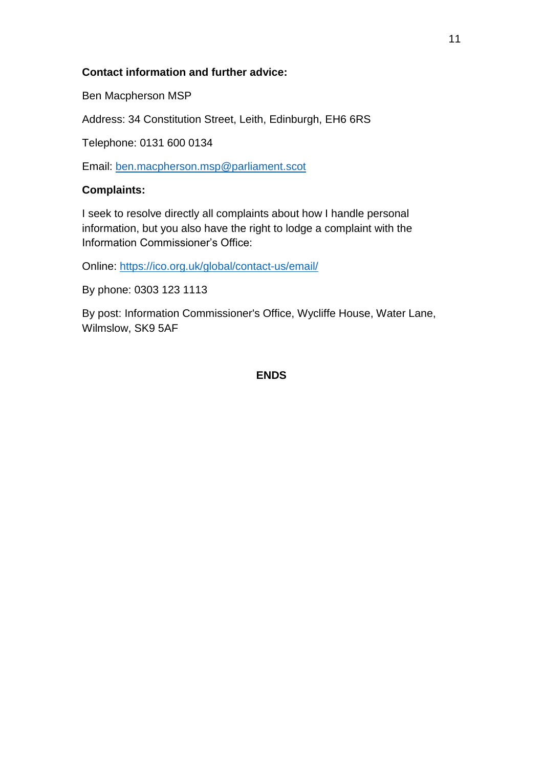**Contact information and further advice:**

Ben Macpherson MSP

Address: 34 Constitution Street, Leith, Edinburgh, EH6 6RS

Telephone: 0131 600 0134

Email: ben.macpherson.msp@parliament.scot

**Complaints:**

I seek to resolve directly all complaints about how I handle personal information, but you also have the right to lodge a complaint with the Information Commissioner's Office:

Online: https://ico.org.uk/global/contact-us/email/

By phone: 0303 123 1113

By post: Information Commissioner's Office, Wycliffe House, Water Lane, Wilmslow, SK9 5AF

**ENDS**